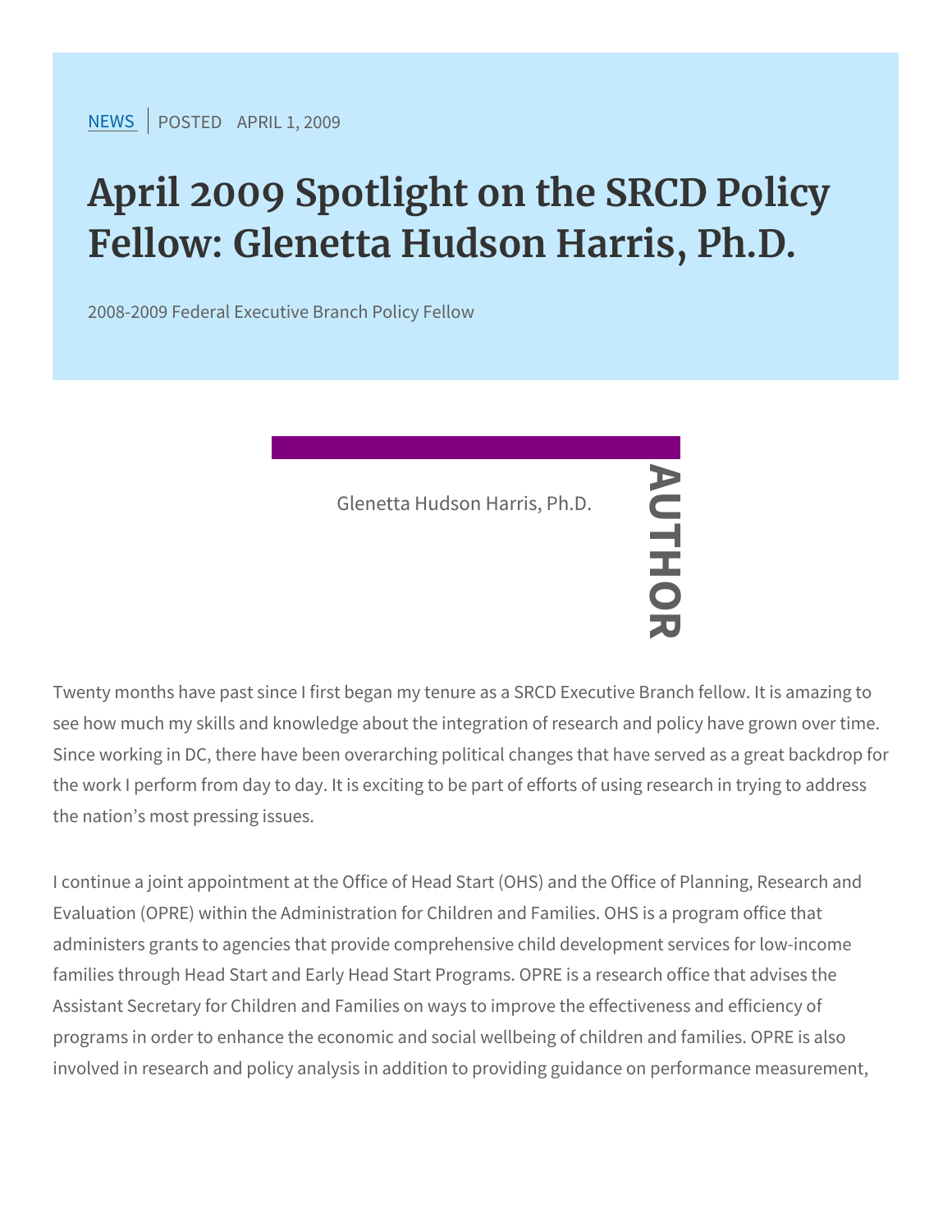NEWS | POSTED APRIL 1, 2009

# April 2009 Spotlight on the SRCD Policy Fellow: Glenetta Hudson Harris, Ph.D.

2008-2009 Federal Executive Branch Policy Fellow

AUTHOR

Glenetta Hudson Harris, Ph.D.

Twenty months have past since I first began my tenure as a SRCD Executive Branch fellow. It is amazing to see how much my skills and knowledge about the integration of research and policy have grown over time. Since working in DC, there have been overarching political changes that have served as a great backdrop for the work I perform from day to day. It is exciting to be part of efforts of using research in trying to address the nation's most pressing issues.

I continue a joint appointment at the Office of Head Start (OHS) and the Office of Planning, Research and Evaluation (OPRE) within the Administration for Children and Families. OHS is a program office that administers grants to agencies that provide comprehensive child development services for low-income families through Head Start and Early Head Start Programs. OPRE is a research office that advises the Assistant Secretary for Children and Families on ways to improve the effectiveness and efficiency of programs in order to enhance the economic and social wellbeing of children and families. OPRE is also involved in research and policy analysis in addition to providing guidance on performance measurement,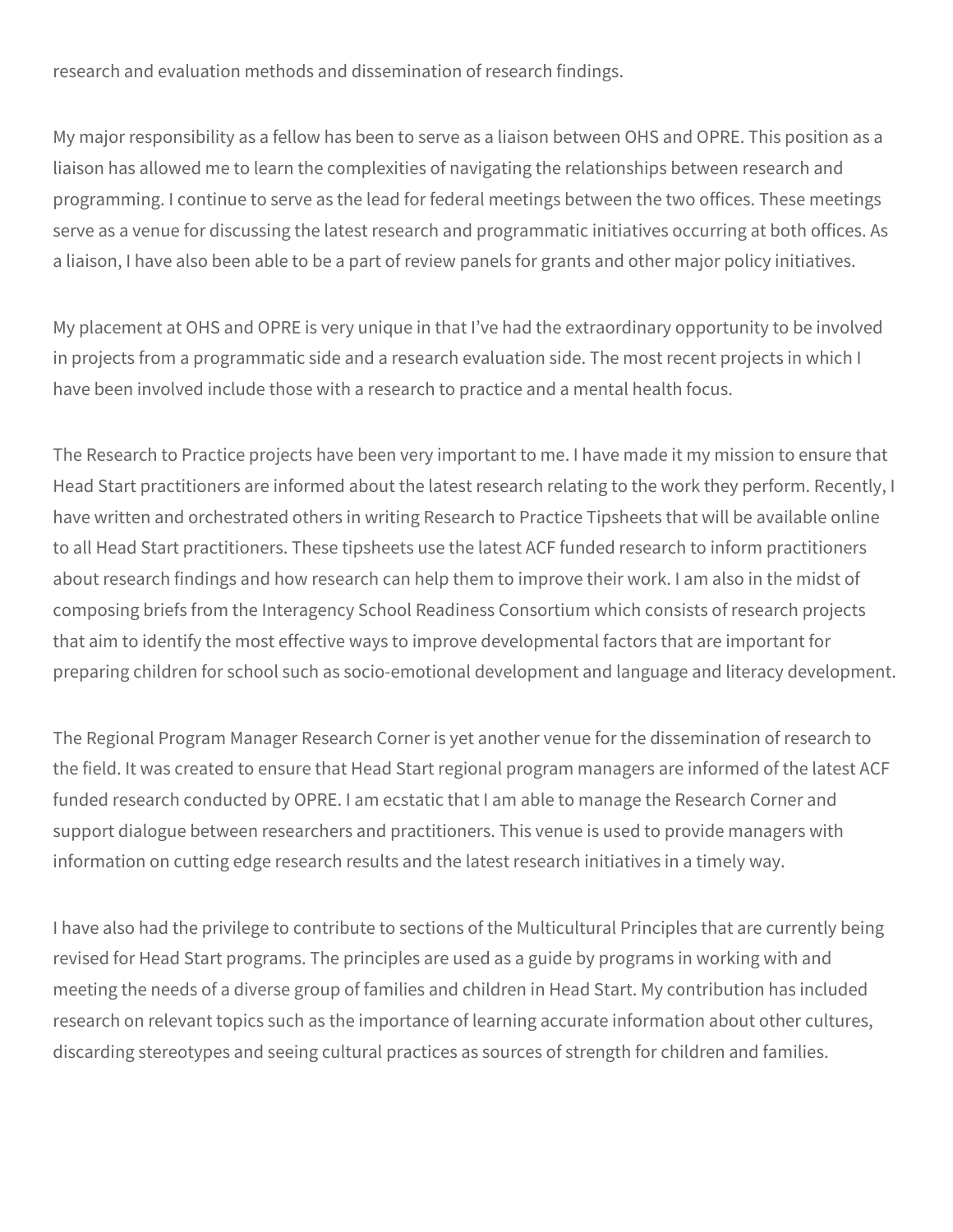research and evaluation methods and dissemination of research findings.

My major responsibility as a fellow has been to serve as a liaison between OHS and OPRE. This position as a liaison has allowed me to learn the complexities of navigating the relationships between research and programming. I continue to serve as the lead for federal meetings between the two offices. These meetings serve as a venue for discussing the latest research and programmatic initiatives occurring at both offices. As a liaison, I have also been able to be a part of review panels for grants and other major policy initiatives.

My placement at OHS and OPRE is very unique in that I've had the extraordinary opportunity to be involved in projects from a programmatic side and a research evaluation side. The most recent projects in which I have been involved include those with a research to practice and a mental health focus.

The Research to Practice projects have been very important to me. I have made it my mission to ensure that Head Start practitioners are informed about the latest research relating to the work they perform. Recently, I have written and orchestrated others in writing Research to Practice Tipsheets that will be available online to all Head Start practitioners. These tipsheets use the latest ACF funded research to inform practitioners about research findings and how research can help them to improve their work. I am also in the midst of composing briefs from the Interagency School Readiness Consortium which consists of research projects that aim to identify the most effective ways to improve developmental factors that are important for preparing children for school such as socio-emotional development and language and literacy development.

The Regional Program Manager Research Corner is yet another venue for the dissemination of research to the field. It was created to ensure that Head Start regional program managers are informed of the latest ACF funded research conducted by OPRE. I am ecstatic that I am able to manage the Research Corner and support dialogue between researchers and practitioners. This venue is used to provide managers with information on cutting edge research results and the latest research initiatives in a timely way.

I have also had the privilege to contribute to sections of the Multicultural Principles that are currently being revised for Head Start programs. The principles are used as a guide by programs in working with and meeting the needs of a diverse group of families and children in Head Start. My contribution has included research on relevant topics such as the importance of learning accurate information about other cultures, discarding stereotypes and seeing cultural practices as sources of strength for children and families.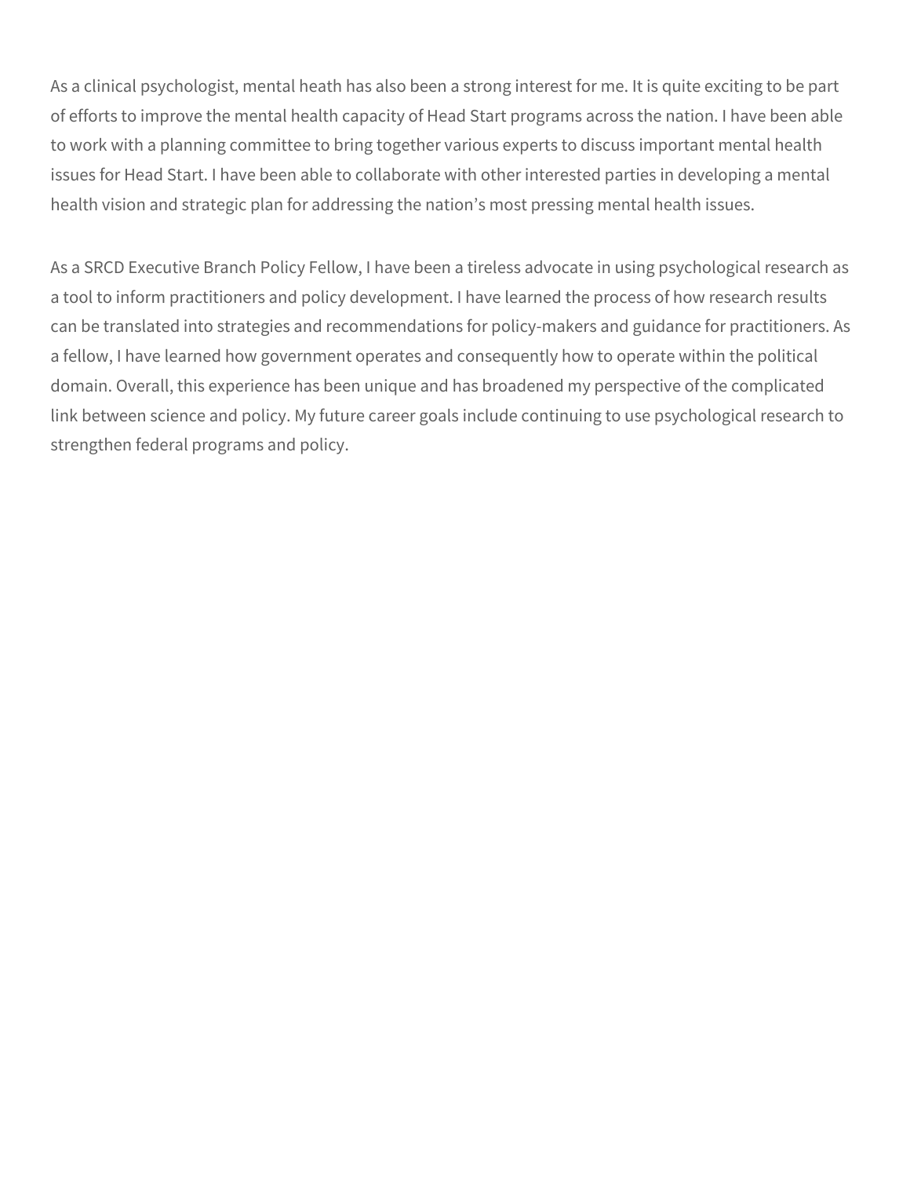As a clinical psychologist, mental heath has also been a strong interest for me. It is quite exciting to be part of efforts to improve the mental health capacity of Head Start programs across the nation. I have been able to work with a planning committee to bring together various experts to discuss important mental health issues for Head Start. I have been able to collaborate with other interested parties in developing a mental health vision and strategic plan for addressing the nation's most pressing mental health issues.

As a SRCD Executive Branch Policy Fellow, I have been a tireless advocate in using psychological research as a tool to inform practitioners and policy development. I have learned the process of how research results can be translated into strategies and recommendations for policy-makers and guidance for practitioners. As a fellow, I have learned how government operates and consequently how to operate within the political domain. Overall, this experience has been unique and has broadened my perspective of the complicated link between science and policy. My future career goals include continuing to use psychological research to strengthen federal programs and policy.